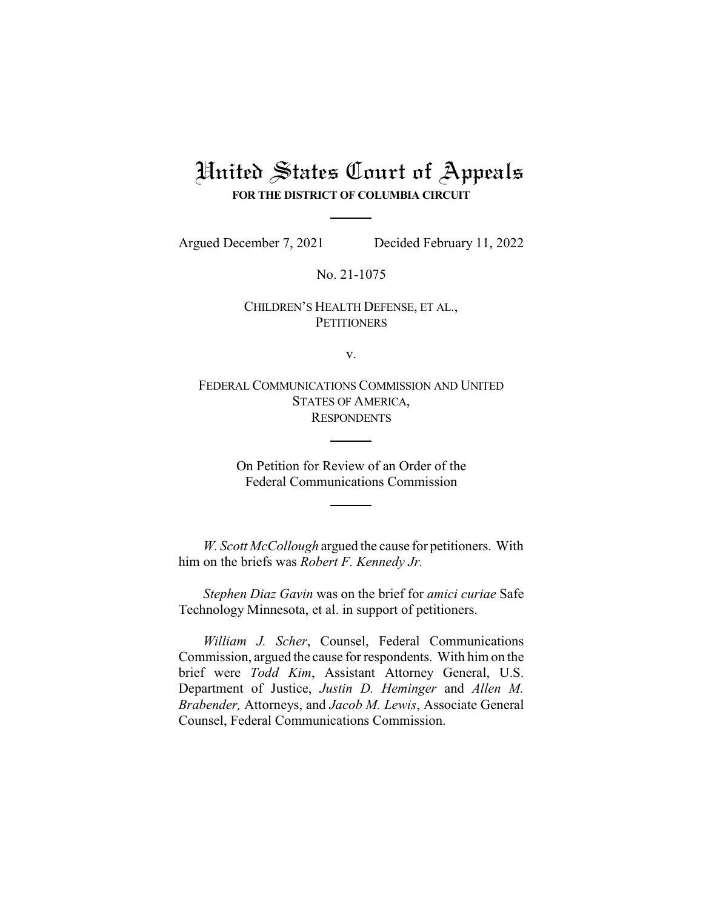# United States Court of Appeals

**FOR THE DISTRICT OF COLUMBIA CIRCUIT**

Argued December 7, 2021 Decided February 11, 2022

No. 21-1075

CHILDREN'S HEALTH DEFENSE, ET AL.,
PETITIONERS

v.

FEDERAL COMMUNICATIONS COMMISSION AND UNITED STATES OF AMERICA,
RESPONDENTS

On Petition for Review of an Order of the
Federal Communications Commission

*W. Scott McCollough* argued the cause for petitioners. With him on the briefs was *Robert F. Kennedy Jr.*

*Stephen Diaz Gavin* was on the brief for *amici curiae* Safe Technology Minnesota, et al. in support of petitioners.

*William J. Scher*, Counsel, Federal Communications Commission, argued the cause for respondents. With him on the brief were *Todd Kim*, Assistant Attorney General, U.S. Department of Justice, *Justin D. Heminger* and *Allen M. Brabender,* Attorneys, and *Jacob M. Lewis*, Associate General Counsel, Federal Communications Commission.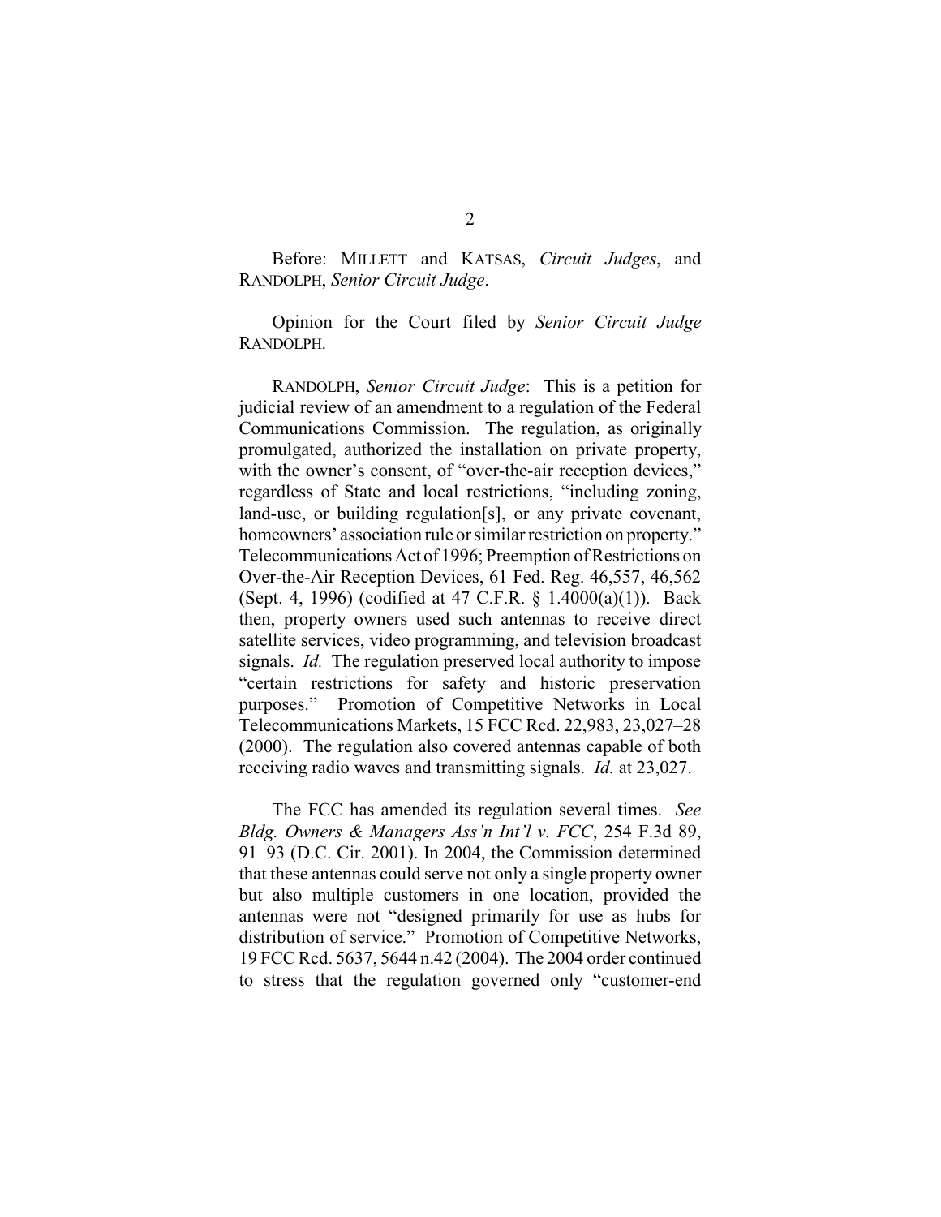Before: MILLETT and KATSAS, *Circuit Judges*, and RANDOLPH, *Senior Circuit Judge*.

Opinion for the Court filed by *Senior Circuit Judge* RANDOLPH.

RANDOLPH, *Senior Circuit Judge*: This is a petition for judicial review of an amendment to a regulation of the Federal Communications Commission. The regulation, as originally promulgated, authorized the installation on private property, with the owner's consent, of "over-the-air reception devices," regardless of State and local restrictions, "including zoning, land-use, or building regulation[s], or any private covenant, homeowners' association rule or similar restriction on property." Telecommunications Act of 1996; Preemption of Restrictions on Over-the-Air Reception Devices, 61 Fed. Reg. 46,557, 46,562 (Sept. 4, 1996) (codified at 47 C.F.R. § 1.4000(a)(1)). Back then, property owners used such antennas to receive direct satellite services, video programming, and television broadcast signals. *Id.* The regulation preserved local authority to impose "certain restrictions for safety and historic preservation purposes." Promotion of Competitive Networks in Local Telecommunications Markets, 15 FCC Rcd. 22,983, 23,027–28 (2000). The regulation also covered antennas capable of both receiving radio waves and transmitting signals. *Id.* at 23,027.

The FCC has amended its regulation several times. *See Bldg. Owners & Managers Ass'n Int'l v. FCC*, 254 F.3d 89, 91–93 (D.C. Cir. 2001). In 2004, the Commission determined that these antennas could serve not only a single property owner but also multiple customers in one location, provided the antennas were not "designed primarily for use as hubs for distribution of service." Promotion of Competitive Networks, 19 FCC Rcd. 5637, 5644 n.42 (2004). The 2004 order continued to stress that the regulation governed only "customer-end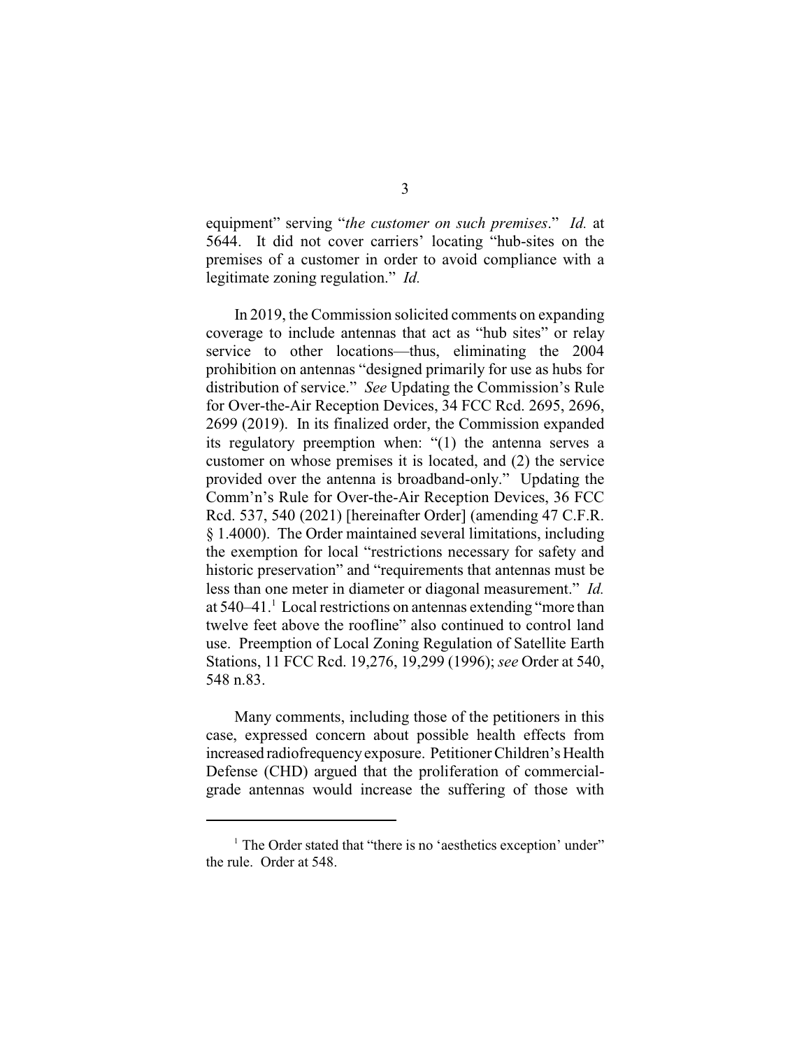equipment" serving "*the customer on such premises*." *Id.* at 5644. It did not cover carriers' locating "hub-sites on the premises of a customer in order to avoid compliance with a legitimate zoning regulation." *Id.*

In 2019, the Commission solicited comments on expanding coverage to include antennas that act as "hub sites" or relay service to other locations—thus, eliminating the 2004 prohibition on antennas "designed primarily for use as hubs for distribution of service." *See* Updating the Commission's Rule for Over-the-Air Reception Devices, 34 FCC Rcd. 2695, 2696, 2699 (2019). In its finalized order, the Commission expanded its regulatory preemption when: "(1) the antenna serves a customer on whose premises it is located, and (2) the service provided over the antenna is broadband-only." Updating the Comm'n's Rule for Over-the-Air Reception Devices, 36 FCC Rcd. 537, 540 (2021) [hereinafter Order] (amending 47 C.F.R. § 1.4000). The Order maintained several limitations, including the exemption for local "restrictions necessary for safety and historic preservation" and "requirements that antennas must be less than one meter in diameter or diagonal measurement." *Id.* at 540–41.[1] Local restrictions on antennas extending "more than twelve feet above the roofline" also continued to control land use. Preemption of Local Zoning Regulation of Satellite Earth Stations, 11 FCC Rcd. 19,276, 19,299 (1996); *see* Order at 540, 548 n.83.

Many comments, including those of the petitioners in this case, expressed concern about possible health effects from increased radiofrequency exposure. Petitioner Children's Health Defense (CHD) argued that the proliferation of commercial-grade antennas would increase the suffering of those with

[1] The Order stated that "there is no 'aesthetics exception' under" the rule. Order at 548.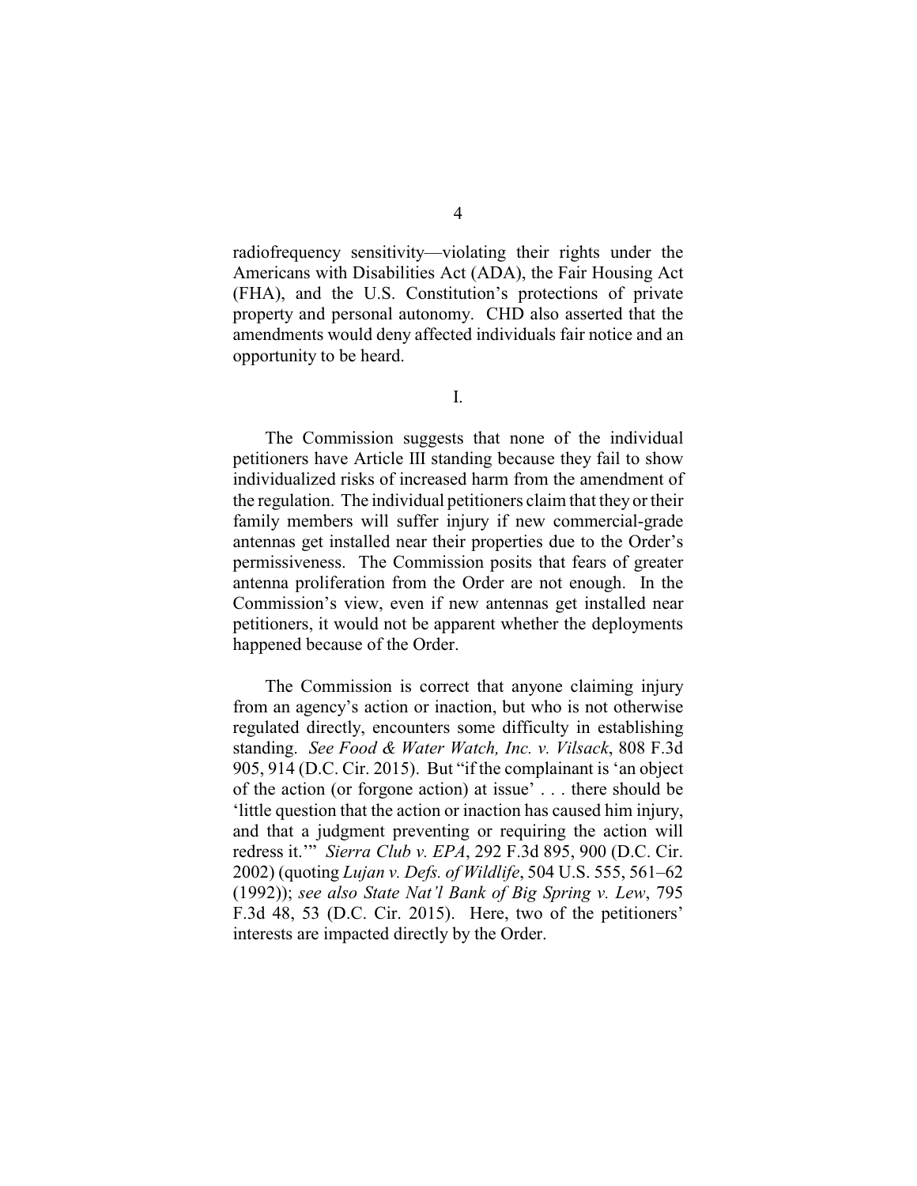radiofrequency sensitivity—violating their rights under the Americans with Disabilities Act (ADA), the Fair Housing Act (FHA), and the U.S. Constitution's protections of private property and personal autonomy. CHD also asserted that the amendments would deny affected individuals fair notice and an opportunity to be heard.

## I.

The Commission suggests that none of the individual petitioners have Article III standing because they fail to show individualized risks of increased harm from the amendment of the regulation. The individual petitioners claim that they or their family members will suffer injury if new commercial-grade antennas get installed near their properties due to the Order's permissiveness. The Commission posits that fears of greater antenna proliferation from the Order are not enough. In the Commission's view, even if new antennas get installed near petitioners, it would not be apparent whether the deployments happened because of the Order.

The Commission is correct that anyone claiming injury from an agency's action or inaction, but who is not otherwise regulated directly, encounters some difficulty in establishing standing. *See Food & Water Watch, Inc. v. Vilsack*, 808 F.3d 905, 914 (D.C. Cir. 2015). But "if the complainant is 'an object of the action (or forgone action) at issue' . . . there should be 'little question that the action or inaction has caused him injury, and that a judgment preventing or requiring the action will redress it.'" *Sierra Club v. EPA*, 292 F.3d 895, 900 (D.C. Cir. 2002) (quoting *Lujan v. Defs. of Wildlife*, 504 U.S. 555, 561–62 (1992)); *see also State Nat'l Bank of Big Spring v. Lew*, 795 F.3d 48, 53 (D.C. Cir. 2015). Here, two of the petitioners' interests are impacted directly by the Order.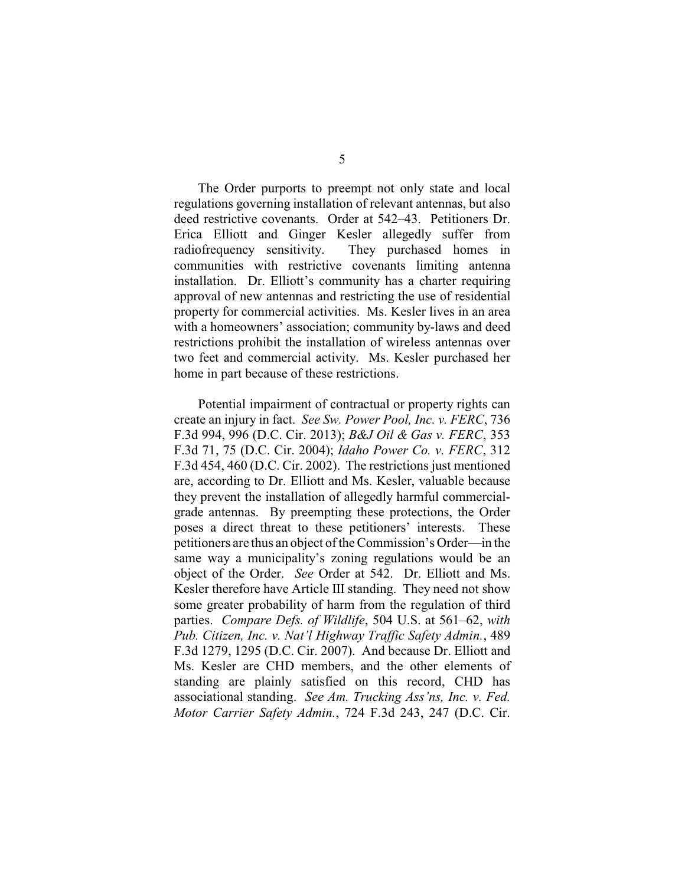The Order purports to preempt not only state and local regulations governing installation of relevant antennas, but also deed restrictive covenants. Order at 542–43. Petitioners Dr. Erica Elliott and Ginger Kesler allegedly suffer from radiofrequency sensitivity. They purchased homes in communities with restrictive covenants limiting antenna installation. Dr. Elliott's community has a charter requiring approval of new antennas and restricting the use of residential property for commercial activities. Ms. Kesler lives in an area with a homeowners' association; community by-laws and deed restrictions prohibit the installation of wireless antennas over two feet and commercial activity. Ms. Kesler purchased her home in part because of these restrictions.

Potential impairment of contractual or property rights can create an injury in fact. *See Sw. Power Pool, Inc. v. FERC*, 736 F.3d 994, 996 (D.C. Cir. 2013); *B&J Oil & Gas v. FERC*, 353 F.3d 71, 75 (D.C. Cir. 2004); *Idaho Power Co. v. FERC*, 312 F.3d 454, 460 (D.C. Cir. 2002). The restrictions just mentioned are, according to Dr. Elliott and Ms. Kesler, valuable because they prevent the installation of allegedly harmful commercial-grade antennas. By preempting these protections, the Order poses a direct threat to these petitioners' interests. These petitioners are thus an object of the Commission's Order—in the same way a municipality's zoning regulations would be an object of the Order. *See* Order at 542. Dr. Elliott and Ms. Kesler therefore have Article III standing. They need not show some greater probability of harm from the regulation of third parties. *Compare Defs. of Wildlife*, 504 U.S. at 561–62, *with Pub. Citizen, Inc. v. Nat'l Highway Traffic Safety Admin.*, 489 F.3d 1279, 1295 (D.C. Cir. 2007). And because Dr. Elliott and Ms. Kesler are CHD members, and the other elements of standing are plainly satisfied on this record, CHD has associational standing. *See Am. Trucking Ass'ns, Inc. v. Fed. Motor Carrier Safety Admin.*, 724 F.3d 243, 247 (D.C. Cir.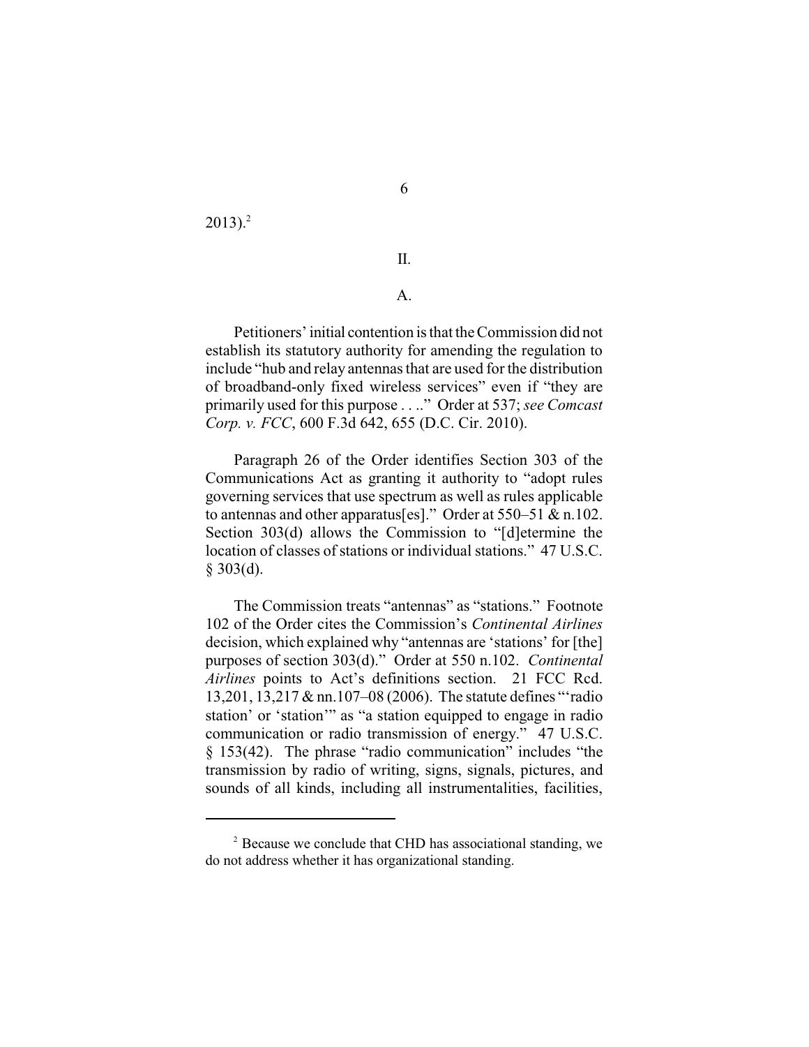2013).[2]

## II.

### A.

Petitioners' initial contention is that the Commission did not establish its statutory authority for amending the regulation to include "hub and relay antennas that are used for the distribution of broadband-only fixed wireless services" even if "they are primarily used for this purpose . . .." Order at 537; *see Comcast Corp. v. FCC*, 600 F.3d 642, 655 (D.C. Cir. 2010).

Paragraph 26 of the Order identifies Section 303 of the Communications Act as granting it authority to "adopt rules governing services that use spectrum as well as rules applicable to antennas and other apparatus[es]." Order at 550–51 & n.102. Section 303(d) allows the Commission to "[d]etermine the location of classes of stations or individual stations." 47 U.S.C. § 303(d).

The Commission treats "antennas" as "stations." Footnote 102 of the Order cites the Commission's *Continental Airlines* decision, which explained why "antennas are 'stations' for [the] purposes of section 303(d)." Order at 550 n.102. *Continental Airlines* points to Act's definitions section. 21 FCC Rcd. 13,201, 13,217 & nn.107–08 (2006). The statute defines "'radio station' or 'station'" as "a station equipped to engage in radio communication or radio transmission of energy." 47 U.S.C. § 153(42). The phrase "radio communication" includes "the transmission by radio of writing, signs, signals, pictures, and sounds of all kinds, including all instrumentalities, facilities,

[2] Because we conclude that CHD has associational standing, we do not address whether it has organizational standing.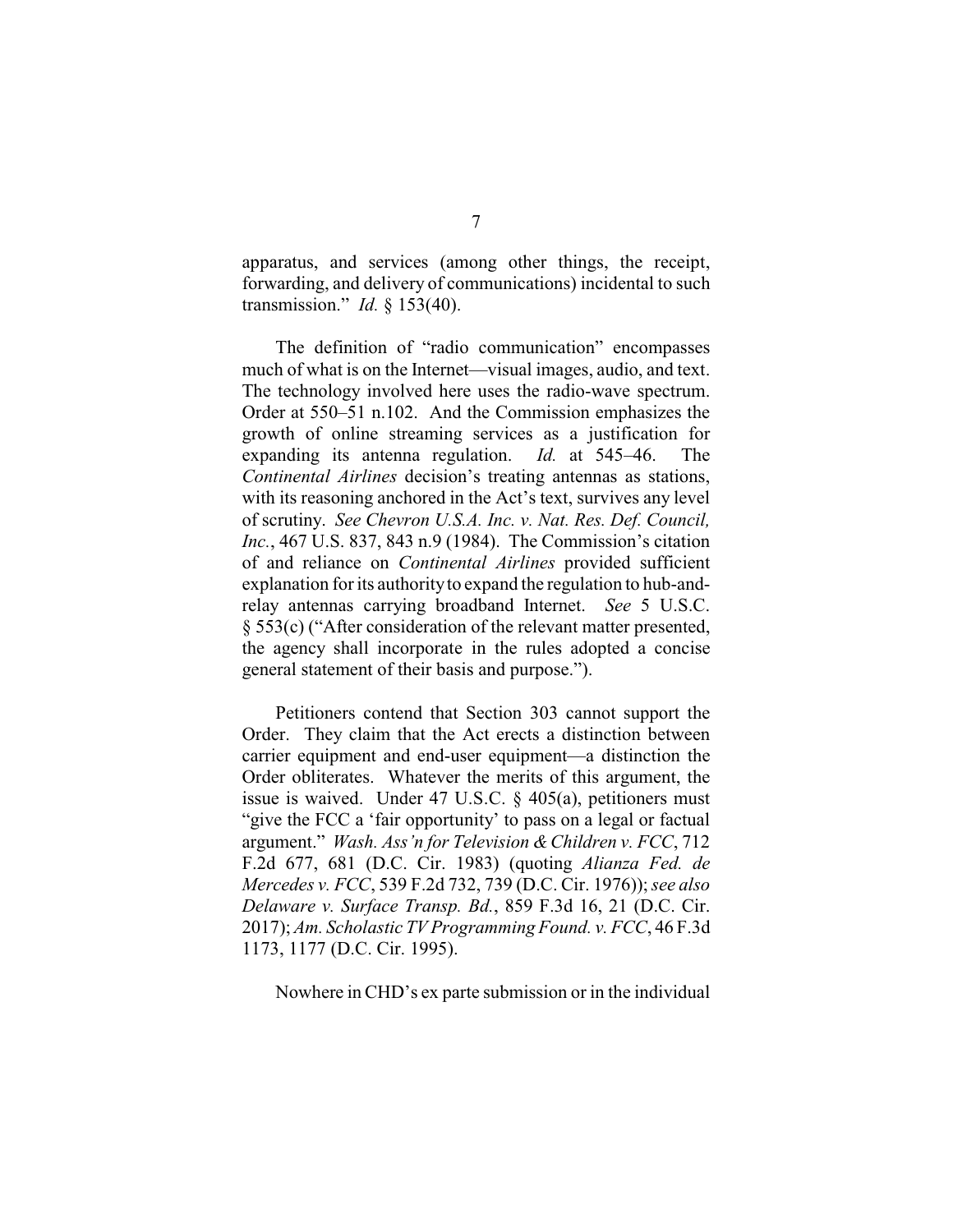apparatus, and services (among other things, the receipt, forwarding, and delivery of communications) incidental to such transmission." *Id.* § 153(40).

The definition of "radio communication" encompasses much of what is on the Internet—visual images, audio, and text. The technology involved here uses the radio-wave spectrum. Order at 550–51 n.102. And the Commission emphasizes the growth of online streaming services as a justification for expanding its antenna regulation. *Id.* at 545–46. The *Continental Airlines* decision's treating antennas as stations, with its reasoning anchored in the Act's text, survives any level of scrutiny. *See Chevron U.S.A. Inc. v. Nat. Res. Def. Council, Inc.*, 467 U.S. 837, 843 n.9 (1984). The Commission's citation of and reliance on *Continental Airlines* provided sufficient explanation for its authority to expand the regulation to hub-and-relay antennas carrying broadband Internet. *See* 5 U.S.C. § 553(c) ("After consideration of the relevant matter presented, the agency shall incorporate in the rules adopted a concise general statement of their basis and purpose.").

Petitioners contend that Section 303 cannot support the Order. They claim that the Act erects a distinction between carrier equipment and end-user equipment—a distinction the Order obliterates. Whatever the merits of this argument, the issue is waived. Under 47 U.S.C. § 405(a), petitioners must "give the FCC a 'fair opportunity' to pass on a legal or factual argument." *Wash. Ass'n for Television & Children v. FCC*, 712 F.2d 677, 681 (D.C. Cir. 1983) (quoting *Alianza Fed. de Mercedes v. FCC*, 539 F.2d 732, 739 (D.C. Cir. 1976)); *see also Delaware v. Surface Transp. Bd.*, 859 F.3d 16, 21 (D.C. Cir. 2017); *Am. Scholastic TV Programming Found. v. FCC*, 46 F.3d 1173, 1177 (D.C. Cir. 1995).

Nowhere in CHD's ex parte submission or in the individual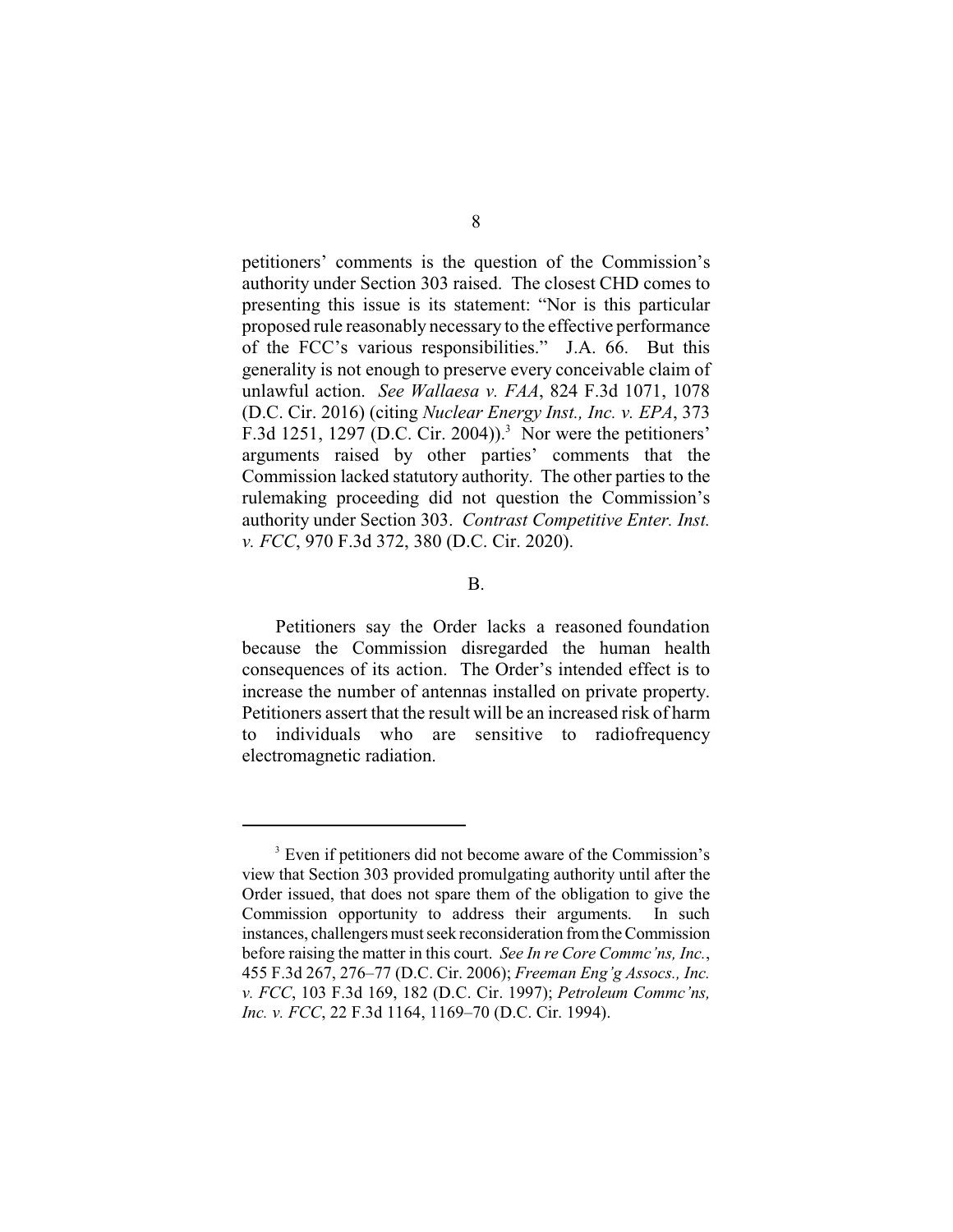petitioners' comments is the question of the Commission's authority under Section 303 raised. The closest CHD comes to presenting this issue is its statement: "Nor is this particular proposed rule reasonably necessary to the effective performance of the FCC's various responsibilities." J.A. 66. But this generality is not enough to preserve every conceivable claim of unlawful action. *See Wallaesa v. FAA*, 824 F.3d 1071, 1078 (D.C. Cir. 2016) (citing *Nuclear Energy Inst., Inc. v. EPA*, 373 F.3d 1251, 1297 (D.C. Cir. 2004)).[3] Nor were the petitioners' arguments raised by other parties' comments that the Commission lacked statutory authority. The other parties to the rulemaking proceeding did not question the Commission's authority under Section 303. *Contrast Competitive Enter. Inst. v. FCC*, 970 F.3d 372, 380 (D.C. Cir. 2020).

B.

Petitioners say the Order lacks a reasoned foundation because the Commission disregarded the human health consequences of its action. The Order's intended effect is to increase the number of antennas installed on private property. Petitioners assert that the result will be an increased risk of harm to individuals who are sensitive to radiofrequency electromagnetic radiation.

---

[3] Even if petitioners did not become aware of the Commission's view that Section 303 provided promulgating authority until after the Order issued, that does not spare them of the obligation to give the Commission opportunity to address their arguments. In such instances, challengers must seek reconsideration from the Commission before raising the matter in this court. *See In re Core Commc'ns, Inc.*, 455 F.3d 267, 276–77 (D.C. Cir. 2006); *Freeman Eng'g Assocs., Inc. v. FCC*, 103 F.3d 169, 182 (D.C. Cir. 1997); *Petroleum Commc'ns, Inc. v. FCC*, 22 F.3d 1164, 1169–70 (D.C. Cir. 1994).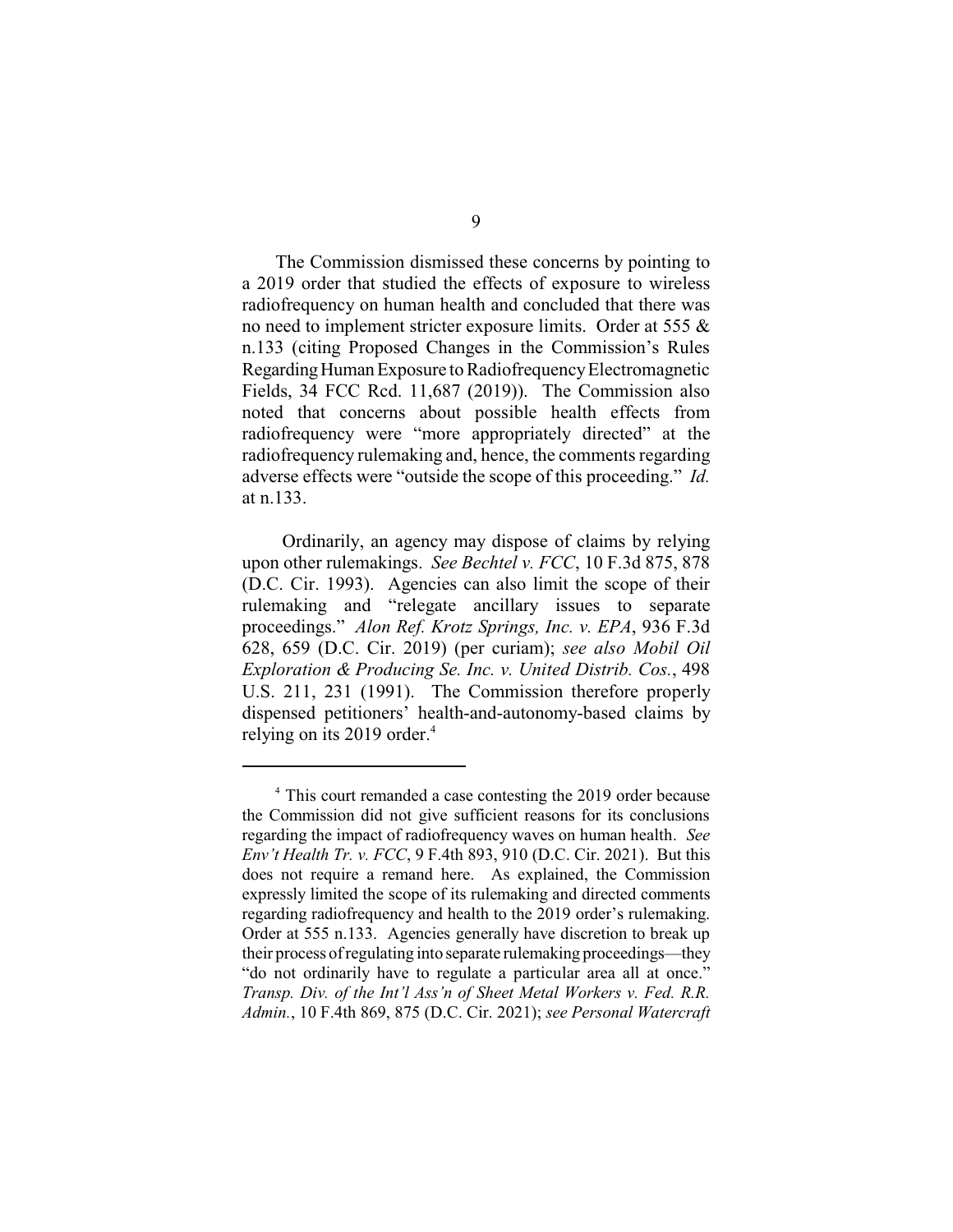The Commission dismissed these concerns by pointing to a 2019 order that studied the effects of exposure to wireless radiofrequency on human health and concluded that there was no need to implement stricter exposure limits. Order at 555 & n.133 (citing Proposed Changes in the Commission's Rules Regarding Human Exposure to Radiofrequency Electromagnetic Fields, 34 FCC Rcd. 11,687 (2019)). The Commission also noted that concerns about possible health effects from radiofrequency were "more appropriately directed" at the radiofrequency rulemaking and, hence, the comments regarding adverse effects were "outside the scope of this proceeding." *Id.* at n.133.

Ordinarily, an agency may dispose of claims by relying upon other rulemakings. *See Bechtel v. FCC*, 10 F.3d 875, 878 (D.C. Cir. 1993). Agencies can also limit the scope of their rulemaking and "relegate ancillary issues to separate proceedings." *Alon Ref. Krotz Springs, Inc. v. EPA*, 936 F.3d 628, 659 (D.C. Cir. 2019) (per curiam); *see also Mobil Oil Exploration & Producing Se. Inc. v. United Distrib. Cos.*, 498 U.S. 211, 231 (1991). The Commission therefore properly dispensed petitioners' health-and-autonomy-based claims by relying on its 2019 order.[4]

---

[4] This court remanded a case contesting the 2019 order because the Commission did not give sufficient reasons for its conclusions regarding the impact of radiofrequency waves on human health. *See Env't Health Tr. v. FCC*, 9 F.4th 893, 910 (D.C. Cir. 2021). But this does not require a remand here. As explained, the Commission expressly limited the scope of its rulemaking and directed comments regarding radiofrequency and health to the 2019 order's rulemaking. Order at 555 n.133. Agencies generally have discretion to break up their process of regulating into separate rulemaking proceedings—they "do not ordinarily have to regulate a particular area all at once." *Transp. Div. of the Int'l Ass'n of Sheet Metal Workers v. Fed. R.R. Admin.*, 10 F.4th 869, 875 (D.C. Cir. 2021); *see Personal Watercraft*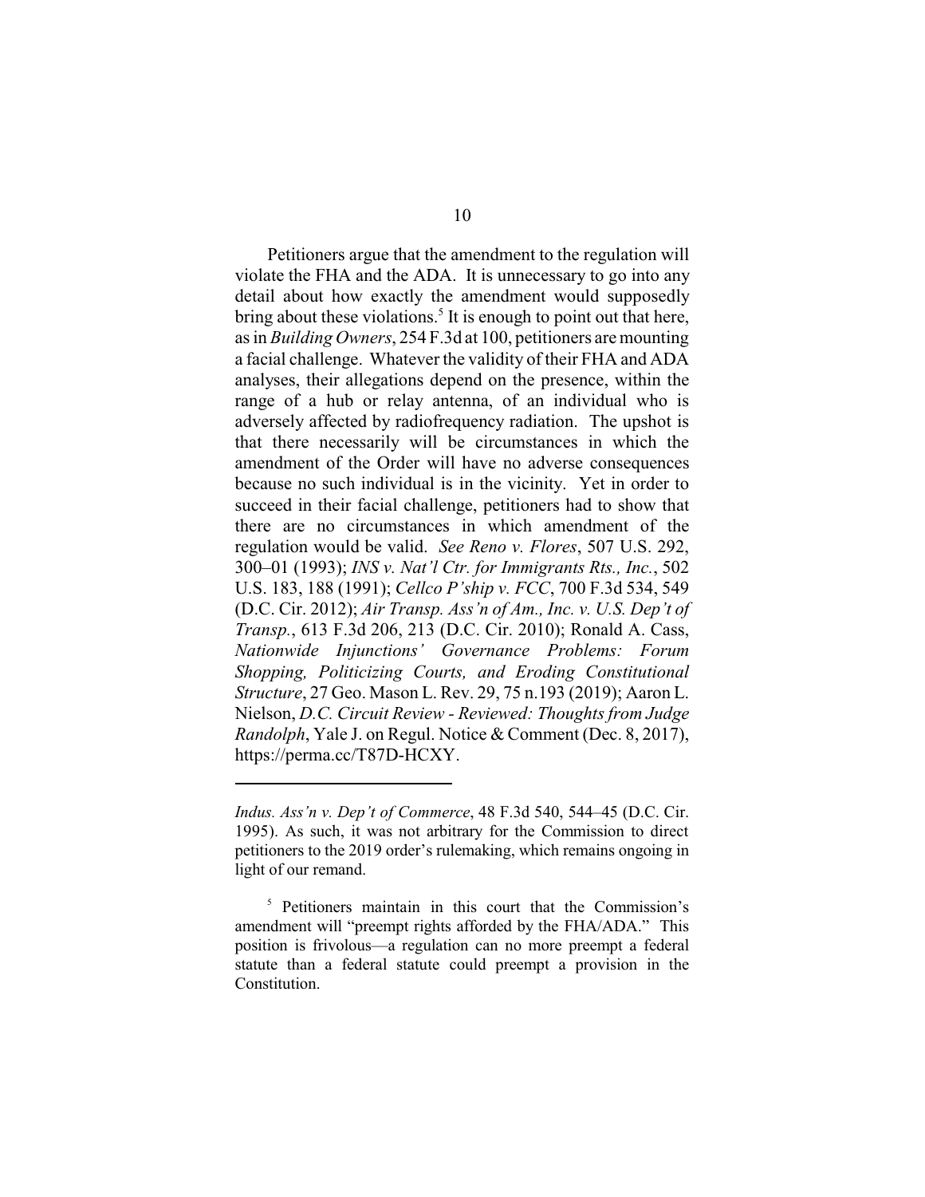Petitioners argue that the amendment to the regulation will violate the FHA and the ADA. It is unnecessary to go into any detail about how exactly the amendment would supposedly bring about these violations.[5] It is enough to point out that here, as in *Building Owners*, 254 F.3d at 100, petitioners are mounting a facial challenge. Whatever the validity of their FHA and ADA analyses, their allegations depend on the presence, within the range of a hub or relay antenna, of an individual who is adversely affected by radiofrequency radiation. The upshot is that there necessarily will be circumstances in which the amendment of the Order will have no adverse consequences because no such individual is in the vicinity. Yet in order to succeed in their facial challenge, petitioners had to show that there are no circumstances in which amendment of the regulation would be valid. *See Reno v. Flores*, 507 U.S. 292, 300–01 (1993); *INS v. Nat'l Ctr. for Immigrants Rts., Inc.*, 502 U.S. 183, 188 (1991); *Cellco P'ship v. FCC*, 700 F.3d 534, 549 (D.C. Cir. 2012); *Air Transp. Ass'n of Am., Inc. v. U.S. Dep't of Transp.*, 613 F.3d 206, 213 (D.C. Cir. 2010); Ronald A. Cass, *Nationwide Injunctions' Governance Problems: Forum Shopping, Politicizing Courts, and Eroding Constitutional Structure*, 27 Geo. Mason L. Rev. 29, 75 n.193 (2019); Aaron L. Nielson, *D.C. Circuit Review - Reviewed: Thoughts from Judge Randolph*, Yale J. on Regul. Notice & Comment (Dec. 8, 2017), https://perma.cc/T87D-HCXY.

---

*Indus. Ass'n v. Dep't of Commerce*, 48 F.3d 540, 544–45 (D.C. Cir. 1995). As such, it was not arbitrary for the Commission to direct petitioners to the 2019 order's rulemaking, which remains ongoing in light of our remand.

[5] Petitioners maintain in this court that the Commission's amendment will "preempt rights afforded by the FHA/ADA." This position is frivolous—a regulation can no more preempt a federal statute than a federal statute could preempt a provision in the Constitution.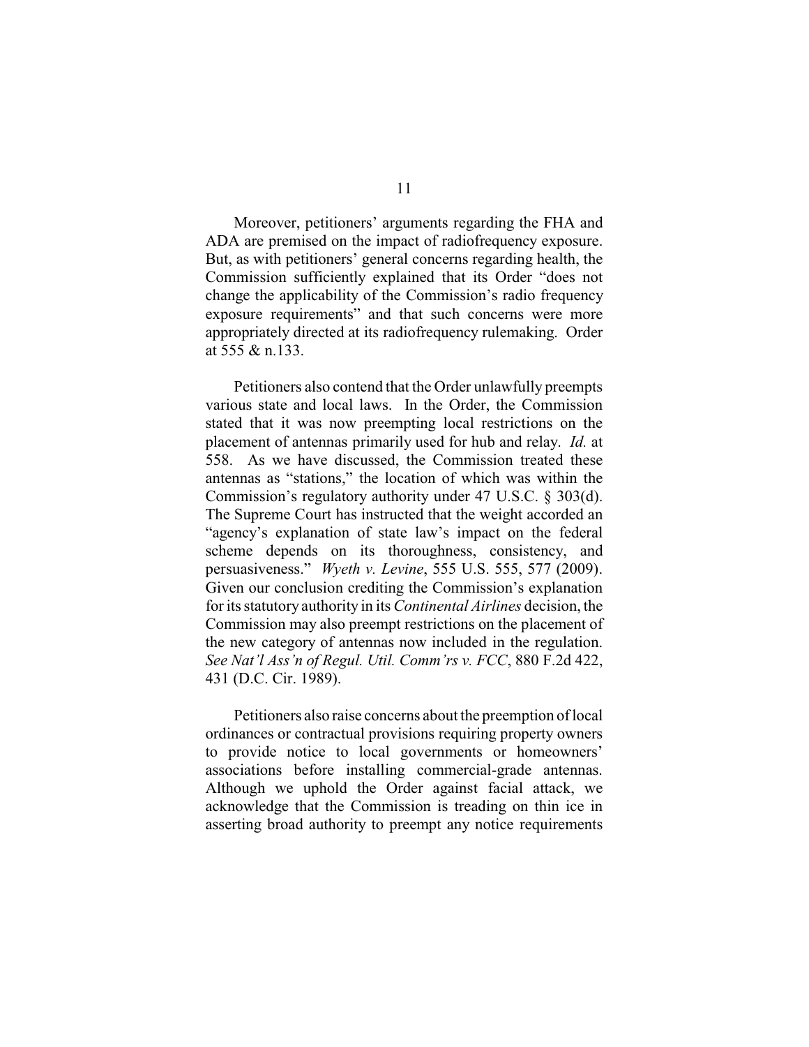Moreover, petitioners' arguments regarding the FHA and ADA are premised on the impact of radiofrequency exposure. But, as with petitioners' general concerns regarding health, the Commission sufficiently explained that its Order "does not change the applicability of the Commission's radio frequency exposure requirements" and that such concerns were more appropriately directed at its radiofrequency rulemaking. Order at 555 & n.133.

Petitioners also contend that the Order unlawfully preempts various state and local laws. In the Order, the Commission stated that it was now preempting local restrictions on the placement of antennas primarily used for hub and relay. *Id.* at 558. As we have discussed, the Commission treated these antennas as "stations," the location of which was within the Commission's regulatory authority under 47 U.S.C. § 303(d). The Supreme Court has instructed that the weight accorded an "agency's explanation of state law's impact on the federal scheme depends on its thoroughness, consistency, and persuasiveness." *Wyeth v. Levine*, 555 U.S. 555, 577 (2009). Given our conclusion crediting the Commission's explanation for its statutory authority in its *Continental Airlines* decision, the Commission may also preempt restrictions on the placement of the new category of antennas now included in the regulation. *See Nat'l Ass'n of Regul. Util. Comm'rs v. FCC*, 880 F.2d 422, 431 (D.C. Cir. 1989).

Petitioners also raise concerns about the preemption of local ordinances or contractual provisions requiring property owners to provide notice to local governments or homeowners' associations before installing commercial-grade antennas. Although we uphold the Order against facial attack, we acknowledge that the Commission is treading on thin ice in asserting broad authority to preempt any notice requirements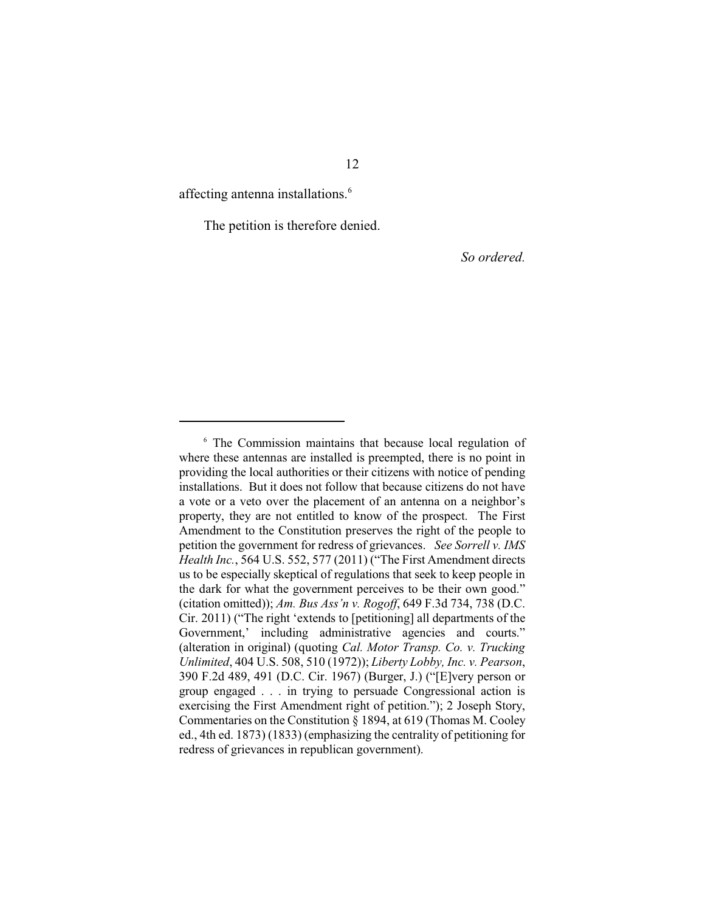affecting antenna installations.[6]

The petition is therefore denied.

*So ordered.*

---

[6] The Commission maintains that because local regulation of where these antennas are installed is preempted, there is no point in providing the local authorities or their citizens with notice of pending installations. But it does not follow that because citizens do not have a vote or a veto over the placement of an antenna on a neighbor's property, they are not entitled to know of the prospect. The First Amendment to the Constitution preserves the right of the people to petition the government for redress of grievances. *See Sorrell v. IMS Health Inc.*, 564 U.S. 552, 577 (2011) ("The First Amendment directs us to be especially skeptical of regulations that seek to keep people in the dark for what the government perceives to be their own good." (citation omitted)); *Am. Bus Ass'n v. Rogoff*, 649 F.3d 734, 738 (D.C. Cir. 2011) ("The right 'extends to [petitioning] all departments of the Government,' including administrative agencies and courts." (alteration in original) (quoting *Cal. Motor Transp. Co. v. Trucking Unlimited*, 404 U.S. 508, 510 (1972)); *Liberty Lobby, Inc. v. Pearson*, 390 F.2d 489, 491 (D.C. Cir. 1967) (Burger, J.) ("[E]very person or group engaged . . . in trying to persuade Congressional action is exercising the First Amendment right of petition."); 2 Joseph Story, Commentaries on the Constitution § 1894, at 619 (Thomas M. Cooley ed., 4th ed. 1873) (1833) (emphasizing the centrality of petitioning for redress of grievances in republican government).